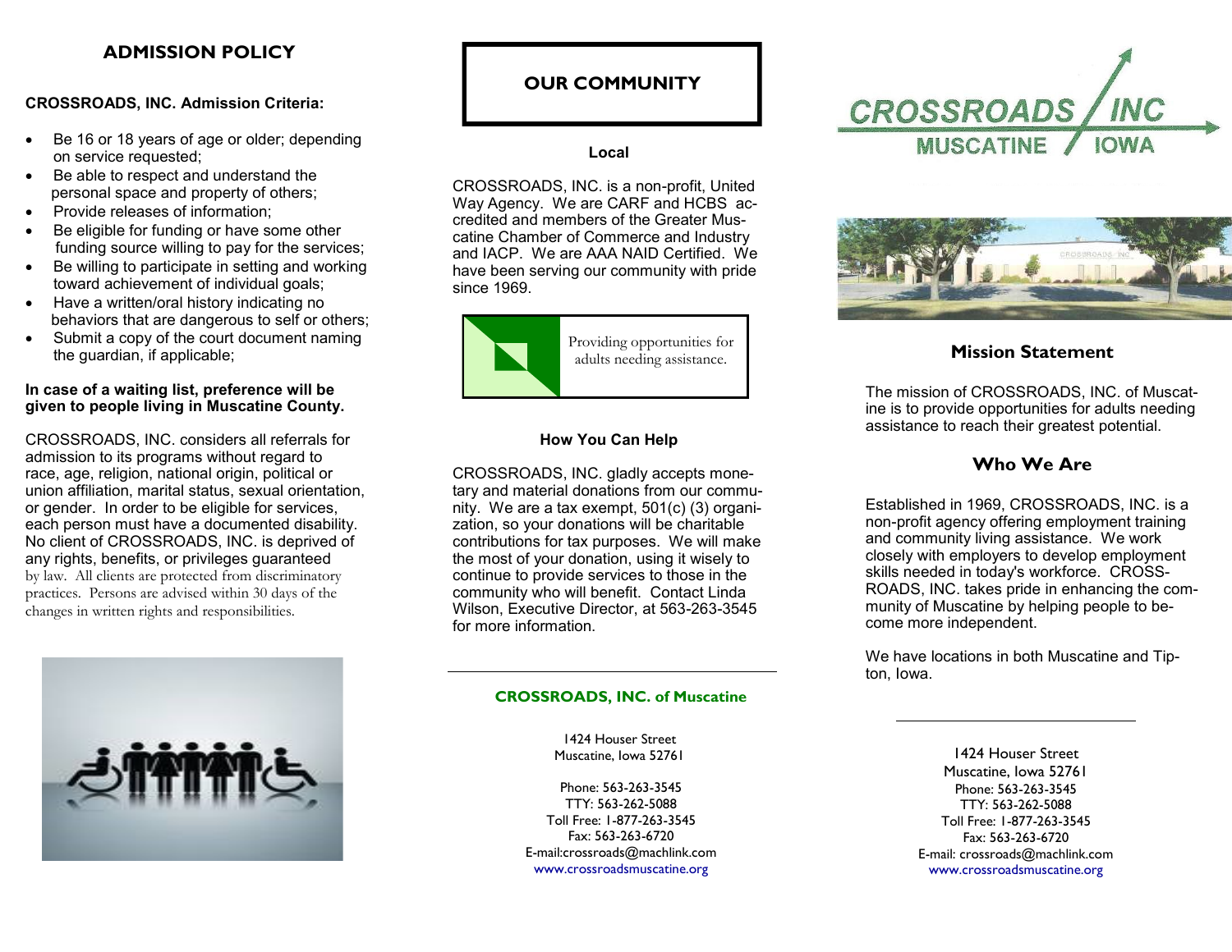## ADMISSION POLICY

**CROSSROADS, INC. Admission Criteria:**

- Be 16 or 18 years of age or older; depending on service requested;
- Be able to respect and understand the personal space and property of others;
- Provide releases of information;
- Be eligible for funding or have some other funding source willing to pay for the services;
- Be willing to participate in setting and working toward achievement of individual goals;
- Have a written/oral history indicating no behaviors that are dangerous to self or others;
- Submit a copy of the court document naming the guardian, if applicable;

**In case of a waiting list, preference will be given to people living in Muscatine County.**

CROSSROADS, INC. considers all referrals for admission to its programs without regard to race, age, religion, national origin, political or union affiliation, marital status, sexual orientation, or gender. In order to be eligible for services, each person must have a documented disability. No client of CROSSROADS, INC. is deprived of any rights, benefits, or privileges guaranteed by law. All clients are protected from discriminatory practices. Persons are advised within 30 days of the changes in written rights and responsibilities.

## OUR COMMUNITY

**Local**

CROSSROADS, INC. is a non-profit, United Way Agency. We are CARF and HCBS accredited and members of the Greater Muscatine Chamber of Commerce and Industry and IACP. We are AAA NAID Certified. We have been serving our community with pride since 1969.

Providing opportunities for adults needing assistance.

**How You Can Help**

CROSSROADS, INC. gladly accepts monetary and material donations from our community. We are a tax exempt, 501(c) (3) organization, so your donations will be charitable contributions for tax purposes. We will make the most of your donation, using it wisely to continue to provide services to those in the community who will benefit. Contact Linda Wilson, Executive Director, at 563-263-3545 for more information.

**CROSSROADS, INC. of Muscatine**

1424 Houser Street
Muscatine, Iowa 52761

Phone: 563-263-3545
TTY: 563-262-5088
Toll Free: 1-877-263-3545
Fax: 563-263-6720
E-mail:crossroads@machlink.com
www.crossroadsmuscatine.org

# CROSSROADS / INC
MUSCATINE / IOWA

## Mission Statement

The mission of CROSSROADS, INC. of Muscatine is to provide opportunities for adults needing assistance to reach their greatest potential.

## Who We Are

Established in 1969, CROSSROADS, INC. is a non-profit agency offering employment training and community living assistance. We work closely with employers to develop employment skills needed in today's workforce. CROSSROADS, INC. takes pride in enhancing the community of Muscatine by helping people to become more independent.

We have locations in both Muscatine and Tipton, Iowa.

1424 Houser Street
Muscatine, Iowa 52761
Phone: 563-263-3545
TTY: 563-262-5088
Toll Free: 1-877-263-3545
Fax: 563-263-6720
E-mail: crossroads@machlink.com
www.crossroadsmuscatine.org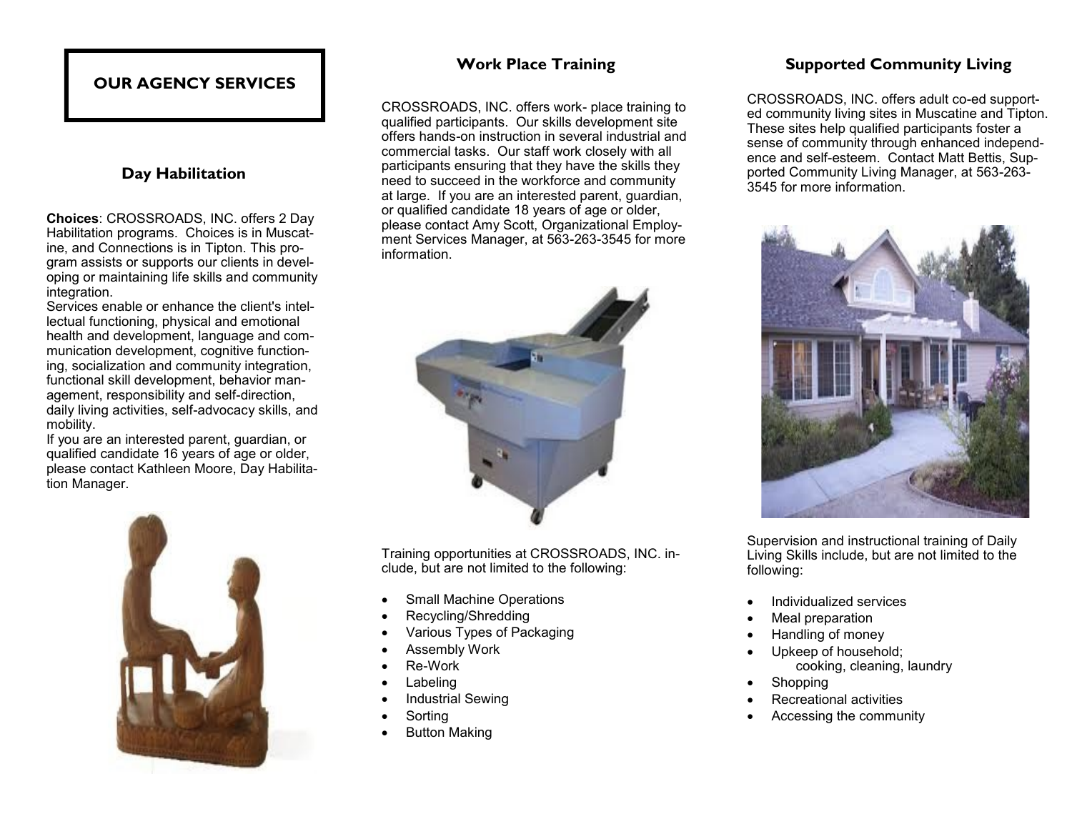# OUR AGENCY SERVICES

## Day Habilitation

**Choices**: CROSSROADS, INC. offers 2 Day Habilitation programs. Choices is in Muscatine, and Connections is in Tipton. This program assists or supports our clients in developing or maintaining life skills and community integration.

Services enable or enhance the client's intellectual functioning, physical and emotional health and development, language and communication development, cognitive functioning, socialization and community integration, functional skill development, behavior management, responsibility and self-direction, daily living activities, self-advocacy skills, and mobility.

If you are an interested parent, guardian, or qualified candidate 16 years of age or older, please contact Kathleen Moore, Day Habilitation Manager.

## Work Place Training

CROSSROADS, INC. offers work- place training to qualified participants. Our skills development site offers hands-on instruction in several industrial and commercial tasks. Our staff work closely with all participants ensuring that they have the skills they need to succeed in the workforce and community at large. If you are an interested parent, guardian, or qualified candidate 18 years of age or older, please contact Amy Scott, Organizational Employment Services Manager, at 563-263-3545 for more information.

Training opportunities at CROSSROADS, INC. include, but are not limited to the following:

- Small Machine Operations
- Recycling/Shredding
- Various Types of Packaging
- Assembly Work
- Re-Work
- Labeling
- Industrial Sewing
- Sorting
- Button Making

## Supported Community Living

CROSSROADS, INC. offers adult co-ed supported community living sites in Muscatine and Tipton. These sites help qualified participants foster a sense of community through enhanced independence and self-esteem. Contact Matt Bettis, Supported Community Living Manager, at 563-263-3545 for more information.

Supervision and instructional training of Daily Living Skills include, but are not limited to the following:

- Individualized services
- Meal preparation
- Handling of money
- Upkeep of household;
  cooking, cleaning, laundry
- Shopping
- Recreational activities
- Accessing the community